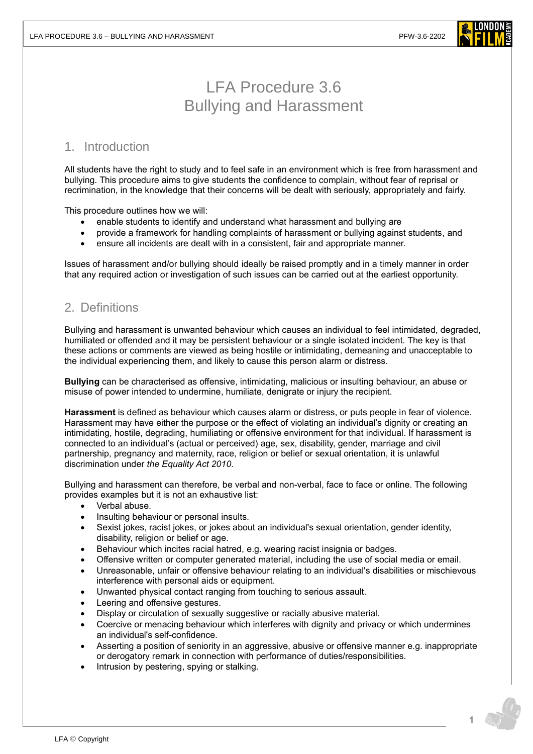# LFA Procedure 3.6
# Bullying and Harassment

## 1. Introduction

All students have the right to study and to feel safe in an environment which is free from harassment and bullying. This procedure aims to give students the confidence to complain, without fear of reprisal or recrimination, in the knowledge that their concerns will be dealt with seriously, appropriately and fairly.

This procedure outlines how we will:

- enable students to identify and understand what harassment and bullying are
- provide a framework for handling complaints of harassment or bullying against students, and
- ensure all incidents are dealt with in a consistent, fair and appropriate manner.

Issues of harassment and/or bullying should ideally be raised promptly and in a timely manner in order that any required action or investigation of such issues can be carried out at the earliest opportunity.

## 2. Definitions

Bullying and harassment is unwanted behaviour which causes an individual to feel intimidated, degraded, humiliated or offended and it may be persistent behaviour or a single isolated incident. The key is that these actions or comments are viewed as being hostile or intimidating, demeaning and unacceptable to the individual experiencing them, and likely to cause this person alarm or distress.

**Bullying** can be characterised as offensive, intimidating, malicious or insulting behaviour, an abuse or misuse of power intended to undermine, humiliate, denigrate or injury the recipient.

**Harassment** is defined as behaviour which causes alarm or distress, or puts people in fear of violence. Harassment may have either the purpose or the effect of violating an individual's dignity or creating an intimidating, hostile, degrading, humiliating or offensive environment for that individual. If harassment is connected to an individual's (actual or perceived) age, sex, disability, gender, marriage and civil partnership, pregnancy and maternity, race, religion or belief or sexual orientation, it is unlawful discrimination under *the Equality Act 2010*.

Bullying and harassment can therefore, be verbal and non-verbal, face to face or online. The following provides examples but it is not an exhaustive list:

- Verbal abuse.
- Insulting behaviour or personal insults.
- Sexist jokes, racist jokes, or jokes about an individual's sexual orientation, gender identity, disability, religion or belief or age.
- Behaviour which incites racial hatred, e.g. wearing racist insignia or badges.
- Offensive written or computer generated material, including the use of social media or email.
- Unreasonable, unfair or offensive behaviour relating to an individual's disabilities or mischievous interference with personal aids or equipment.
- Unwanted physical contact ranging from touching to serious assault.
- Leering and offensive gestures.
- Display or circulation of sexually suggestive or racially abusive material.
- Coercive or menacing behaviour which interferes with dignity and privacy or which undermines an individual's self-confidence.
- Asserting a position of seniority in an aggressive, abusive or offensive manner e.g. inappropriate or derogatory remark in connection with performance of duties/responsibilities.
- Intrusion by pestering, spying or stalking.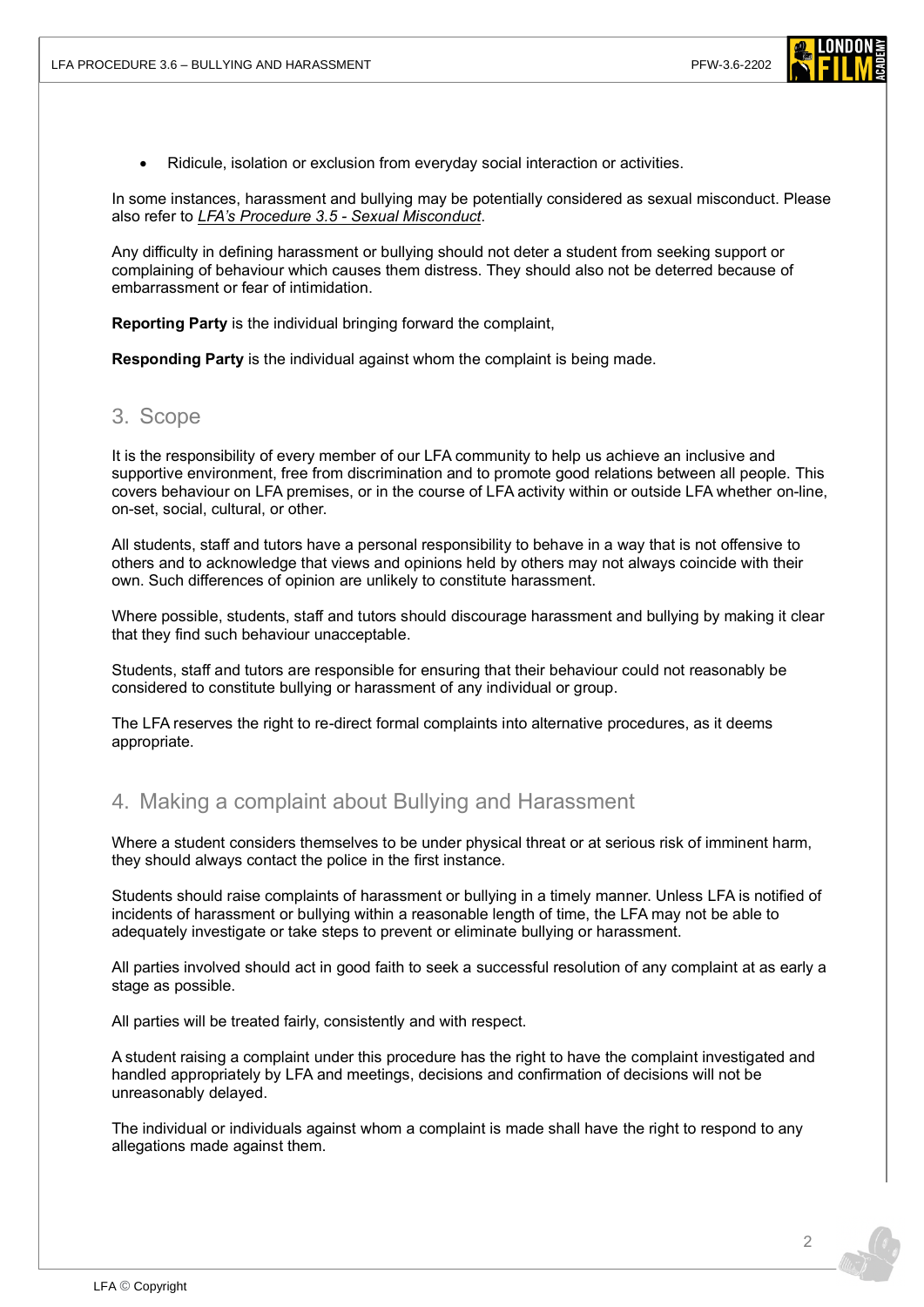- Ridicule, isolation or exclusion from everyday social interaction or activities.

In some instances, harassment and bullying may be potentially considered as sexual misconduct. Please also refer to *LFA's Procedure 3.5 - Sexual Misconduct*.

Any difficulty in defining harassment or bullying should not deter a student from seeking support or complaining of behaviour which causes them distress. They should also not be deterred because of embarrassment or fear of intimidation.

**Reporting Party** is the individual bringing forward the complaint,

**Responding Party** is the individual against whom the complaint is being made.

## 3. Scope

It is the responsibility of every member of our LFA community to help us achieve an inclusive and supportive environment, free from discrimination and to promote good relations between all people. This covers behaviour on LFA premises, or in the course of LFA activity within or outside LFA whether on-line, on-set, social, cultural, or other.

All students, staff and tutors have a personal responsibility to behave in a way that is not offensive to others and to acknowledge that views and opinions held by others may not always coincide with their own. Such differences of opinion are unlikely to constitute harassment.

Where possible, students, staff and tutors should discourage harassment and bullying by making it clear that they find such behaviour unacceptable.

Students, staff and tutors are responsible for ensuring that their behaviour could not reasonably be considered to constitute bullying or harassment of any individual or group.

The LFA reserves the right to re-direct formal complaints into alternative procedures, as it deems appropriate.

## 4. Making a complaint about Bullying and Harassment

Where a student considers themselves to be under physical threat or at serious risk of imminent harm, they should always contact the police in the first instance.

Students should raise complaints of harassment or bullying in a timely manner. Unless LFA is notified of incidents of harassment or bullying within a reasonable length of time, the LFA may not be able to adequately investigate or take steps to prevent or eliminate bullying or harassment.

All parties involved should act in good faith to seek a successful resolution of any complaint at as early a stage as possible.

All parties will be treated fairly, consistently and with respect.

A student raising a complaint under this procedure has the right to have the complaint investigated and handled appropriately by LFA and meetings, decisions and confirmation of decisions will not be unreasonably delayed.

The individual or individuals against whom a complaint is made shall have the right to respond to any allegations made against them.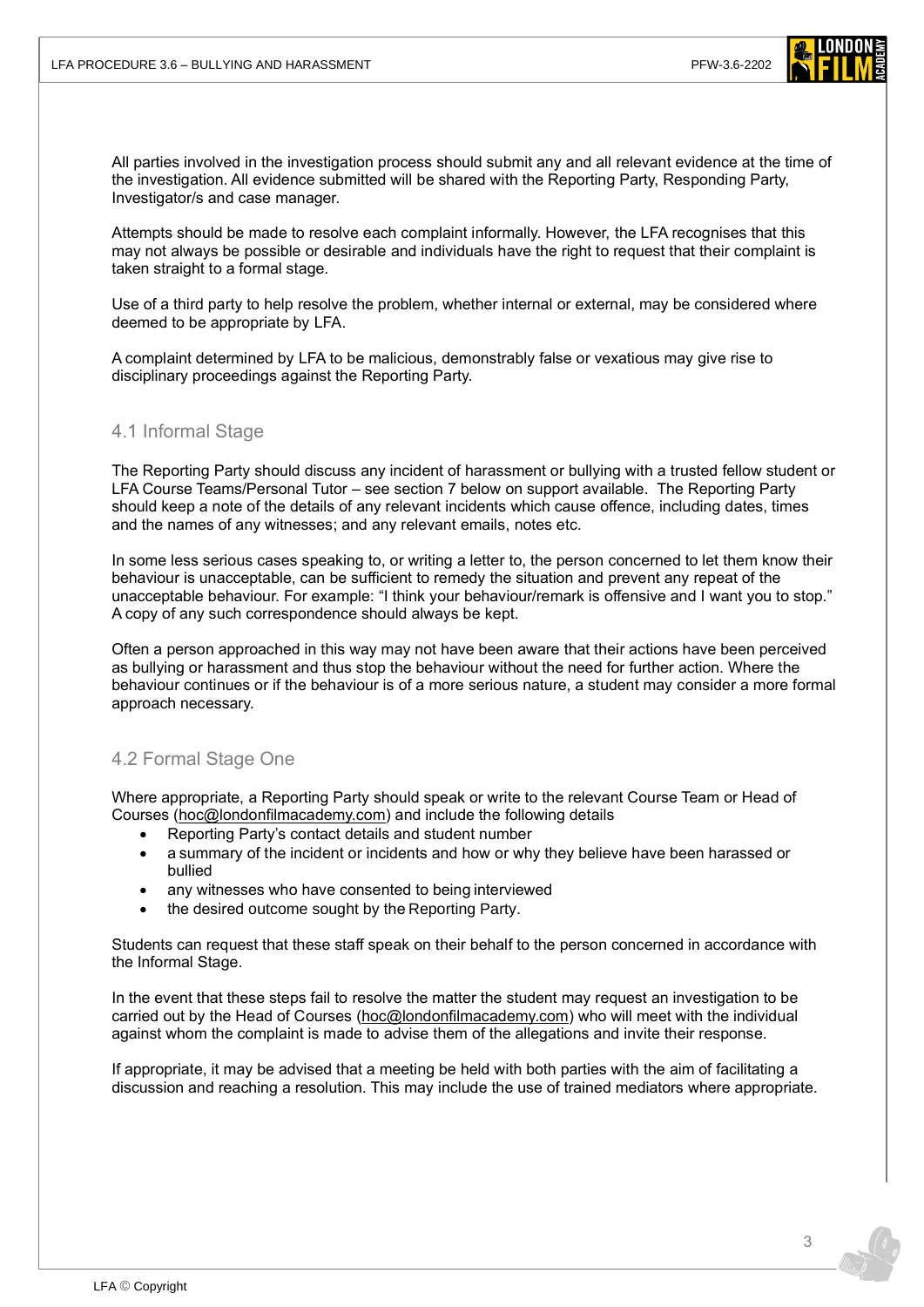All parties involved in the investigation process should submit any and all relevant evidence at the time of the investigation. All evidence submitted will be shared with the Reporting Party, Responding Party, Investigator/s and case manager.

Attempts should be made to resolve each complaint informally. However, the LFA recognises that this may not always be possible or desirable and individuals have the right to request that their complaint is taken straight to a formal stage.

Use of a third party to help resolve the problem, whether internal or external, may be considered where deemed to be appropriate by LFA.

A complaint determined by LFA to be malicious, demonstrably false or vexatious may give rise to disciplinary proceedings against the Reporting Party.

## 4.1 Informal Stage

The Reporting Party should discuss any incident of harassment or bullying with a trusted fellow student or LFA Course Teams/Personal Tutor – see section 7 below on support available. The Reporting Party should keep a note of the details of any relevant incidents which cause offence, including dates, times and the names of any witnesses; and any relevant emails, notes etc.

In some less serious cases speaking to, or writing a letter to, the person concerned to let them know their behaviour is unacceptable, can be sufficient to remedy the situation and prevent any repeat of the unacceptable behaviour. For example: "I think your behaviour/remark is offensive and I want you to stop." A copy of any such correspondence should always be kept.

Often a person approached in this way may not have been aware that their actions have been perceived as bullying or harassment and thus stop the behaviour without the need for further action. Where the behaviour continues or if the behaviour is of a more serious nature, a student may consider a more formal approach necessary.

## 4.2 Formal Stage One

Where appropriate, a Reporting Party should speak or write to the relevant Course Team or Head of Courses (hoc@londonfilmacademy.com) and include the following details

- Reporting Party's contact details and student number
- a summary of the incident or incidents and how or why they believe have been harassed or bullied
- any witnesses who have consented to being interviewed
- the desired outcome sought by the Reporting Party.

Students can request that these staff speak on their behalf to the person concerned in accordance with the Informal Stage.

In the event that these steps fail to resolve the matter the student may request an investigation to be carried out by the Head of Courses (hoc@londonfilmacademy.com) who will meet with the individual against whom the complaint is made to advise them of the allegations and invite their response.

If appropriate, it may be advised that a meeting be held with both parties with the aim of facilitating a discussion and reaching a resolution. This may include the use of trained mediators where appropriate.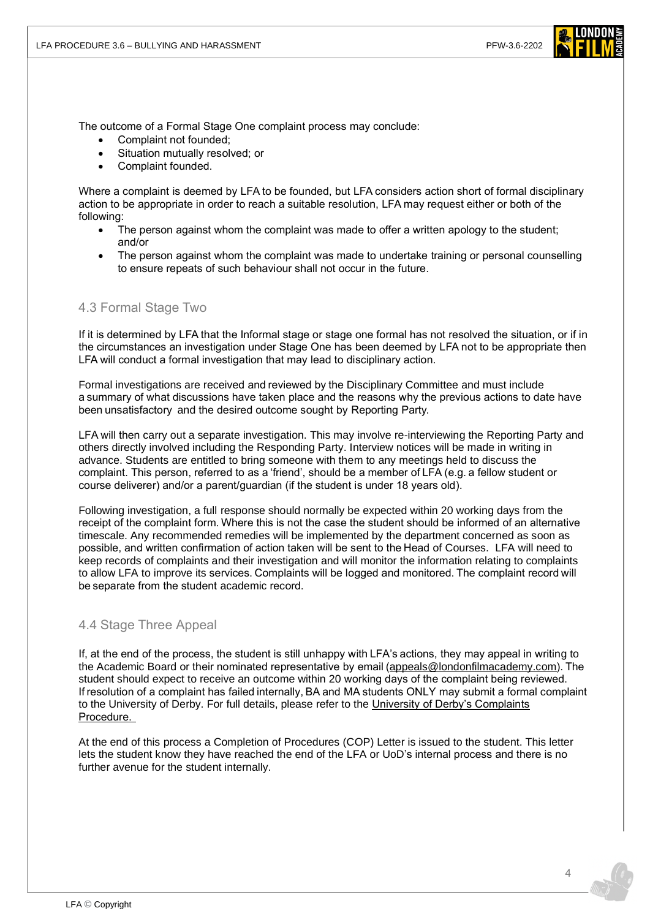The outcome of a Formal Stage One complaint process may conclude:

- Complaint not founded;
- Situation mutually resolved; or
- Complaint founded.

Where a complaint is deemed by LFA to be founded, but LFA considers action short of formal disciplinary action to be appropriate in order to reach a suitable resolution, LFA may request either or both of the following:

- The person against whom the complaint was made to offer a written apology to the student; and/or
- The person against whom the complaint was made to undertake training or personal counselling to ensure repeats of such behaviour shall not occur in the future.

## 4.3 Formal Stage Two

If it is determined by LFA that the Informal stage or stage one formal has not resolved the situation, or if in the circumstances an investigation under Stage One has been deemed by LFA not to be appropriate then LFA will conduct a formal investigation that may lead to disciplinary action.

Formal investigations are received and reviewed by the Disciplinary Committee and must include a summary of what discussions have taken place and the reasons why the previous actions to date have been unsatisfactory and the desired outcome sought by Reporting Party.

LFA will then carry out a separate investigation. This may involve re-interviewing the Reporting Party and others directly involved including the Responding Party. Interview notices will be made in writing in advance. Students are entitled to bring someone with them to any meetings held to discuss the complaint. This person, referred to as a 'friend', should be a member of LFA (e.g. a fellow student or course deliverer) and/or a parent/guardian (if the student is under 18 years old).

Following investigation, a full response should normally be expected within 20 working days from the receipt of the complaint form. Where this is not the case the student should be informed of an alternative timescale. Any recommended remedies will be implemented by the department concerned as soon as possible, and written confirmation of action taken will be sent to the Head of Courses. LFA will need to keep records of complaints and their investigation and will monitor the information relating to complaints to allow LFA to improve its services. Complaints will be logged and monitored. The complaint record will be separate from the student academic record.

## 4.4 Stage Three Appeal

If, at the end of the process, the student is still unhappy with LFA's actions, they may appeal in writing to the Academic Board or their nominated representative by email (appeals@londonfilmacademy.com). The student should expect to receive an outcome within 20 working days of the complaint being reviewed. If resolution of a complaint has failed internally, BA and MA students ONLY may submit a formal complaint to the University of Derby. For full details, please refer to the University of Derby's Complaints Procedure.

At the end of this process a Completion of Procedures (COP) Letter is issued to the student. This letter lets the student know they have reached the end of the LFA or UoD's internal process and there is no further avenue for the student internally.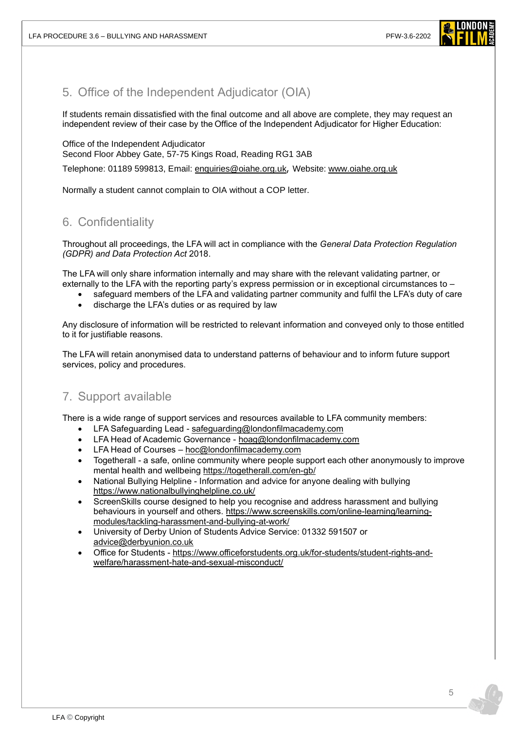## 5. Office of the Independent Adjudicator (OIA)

If students remain dissatisfied with the final outcome and all above are complete, they may request an independent review of their case by the Office of the Independent Adjudicator for Higher Education:

Office of the Independent Adjudicator
Second Floor Abbey Gate, 57-75 Kings Road, Reading RG1 3AB

Telephone: 01189 599813, Email: enquiries@oiahe.org.uk, Website: www.oiahe.org.uk

Normally a student cannot complain to OIA without a COP letter.

## 6. Confidentiality

Throughout all proceedings, the LFA will act in compliance with the *General Data Protection Regulation (GDPR) and Data Protection Act* 2018.

The LFA will only share information internally and may share with the relevant validating partner, or externally to the LFA with the reporting party's express permission or in exceptional circumstances to –

- safeguard members of the LFA and validating partner community and fulfil the LFA's duty of care
- discharge the LFA's duties or as required by law

Any disclosure of information will be restricted to relevant information and conveyed only to those entitled to it for justifiable reasons.

The LFA will retain anonymised data to understand patterns of behaviour and to inform future support services, policy and procedures.

## 7. Support available

There is a wide range of support services and resources available to LFA community members:

- LFA Safeguarding Lead - safeguarding@londonfilmacademy.com
- LFA Head of Academic Governance - hoag@londonfilmacademy.com
- LFA Head of Courses – hoc@londonfilmacademy.com
- Togetherall - a safe, online community where people support each other anonymously to improve mental health and wellbeing https://togetherall.com/en-gb/
- National Bullying Helpline - Information and advice for anyone dealing with bullying https://www.nationalbullyinghelpline.co.uk/
- ScreenSkills course designed to help you recognise and address harassment and bullying behaviours in yourself and others. https://www.screenskills.com/online-learning/learning-modules/tackling-harassment-and-bullying-at-work/
- University of Derby Union of Students Advice Service: 01332 591507 or advice@derbyunion.co.uk
- Office for Students - https://www.officeforstudents.org.uk/for-students/student-rights-and-welfare/harassment-hate-and-sexual-misconduct/